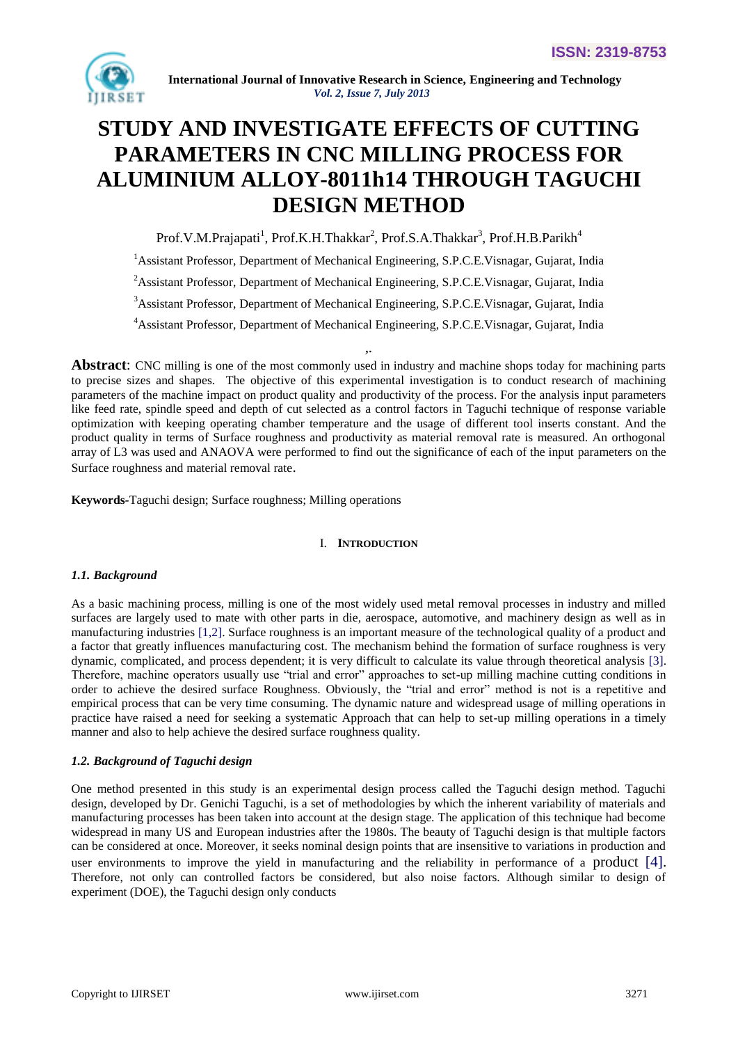# STUDY AND INVESTIGATE EFFECTS OF CUTTING PARAMETERS IN CNC MILLING PROCESS FOR ALUMINIUM ALLOY-8011h14 THROUGH TAGUCHI DESIGN METHOD

Prof.V.M.Prajapati[1], Prof.K.H.Thakkar[2], Prof.S.A.Thakkar[3], Prof.H.B.Parikh[4]

[1]Assistant Professor, Department of Mechanical Engineering, S.P.C.E.Visnagar, Gujarat, India

[2]Assistant Professor, Department of Mechanical Engineering, S.P.C.E.Visnagar, Gujarat, India

[3]Assistant Professor, Department of Mechanical Engineering, S.P.C.E.Visnagar, Gujarat, India

[4]Assistant Professor, Department of Mechanical Engineering, S.P.C.E.Visnagar, Gujarat, India

**Abstract**: CNC milling is one of the most commonly used in industry and machine shops today for machining parts to precise sizes and shapes. The objective of this experimental investigation is to conduct research of machining parameters of the machine impact on product quality and productivity of the process. For the analysis input parameters like feed rate, spindle speed and depth of cut selected as a control factors in Taguchi technique of response variable optimization with keeping operating chamber temperature and the usage of different tool inserts constant. And the product quality in terms of Surface roughness and productivity as material removal rate is measured. An orthogonal array of L3 was used and ANAOVA were performed to find out the significance of each of the input parameters on the Surface roughness and material removal rate.

**Keywords**-Taguchi design; Surface roughness; Milling operations

## I. INTRODUCTION

### *1.1. Background*

As a basic machining process, milling is one of the most widely used metal removal processes in industry and milled surfaces are largely used to mate with other parts in die, aerospace, automotive, and machinery design as well as in manufacturing industries [1,2]. Surface roughness is an important measure of the technological quality of a product and a factor that greatly influences manufacturing cost. The mechanism behind the formation of surface roughness is very dynamic, complicated, and process dependent; it is very difficult to calculate its value through theoretical analysis [3]. Therefore, machine operators usually use "trial and error" approaches to set-up milling machine cutting conditions in order to achieve the desired surface Roughness. Obviously, the "trial and error" method is not is a repetitive and empirical process that can be very time consuming. The dynamic nature and widespread usage of milling operations in practice have raised a need for seeking a systematic Approach that can help to set-up milling operations in a timely manner and also to help achieve the desired surface roughness quality.

### *1.2. Background of Taguchi design*

One method presented in this study is an experimental design process called the Taguchi design method. Taguchi design, developed by Dr. Genichi Taguchi, is a set of methodologies by which the inherent variability of materials and manufacturing processes has been taken into account at the design stage. The application of this technique had become widespread in many US and European industries after the 1980s. The beauty of Taguchi design is that multiple factors can be considered at once. Moreover, it seeks nominal design points that are insensitive to variations in production and user environments to improve the yield in manufacturing and the reliability in performance of a product [4]. Therefore, not only can controlled factors be considered, but also noise factors. Although similar to design of experiment (DOE), the Taguchi design only conducts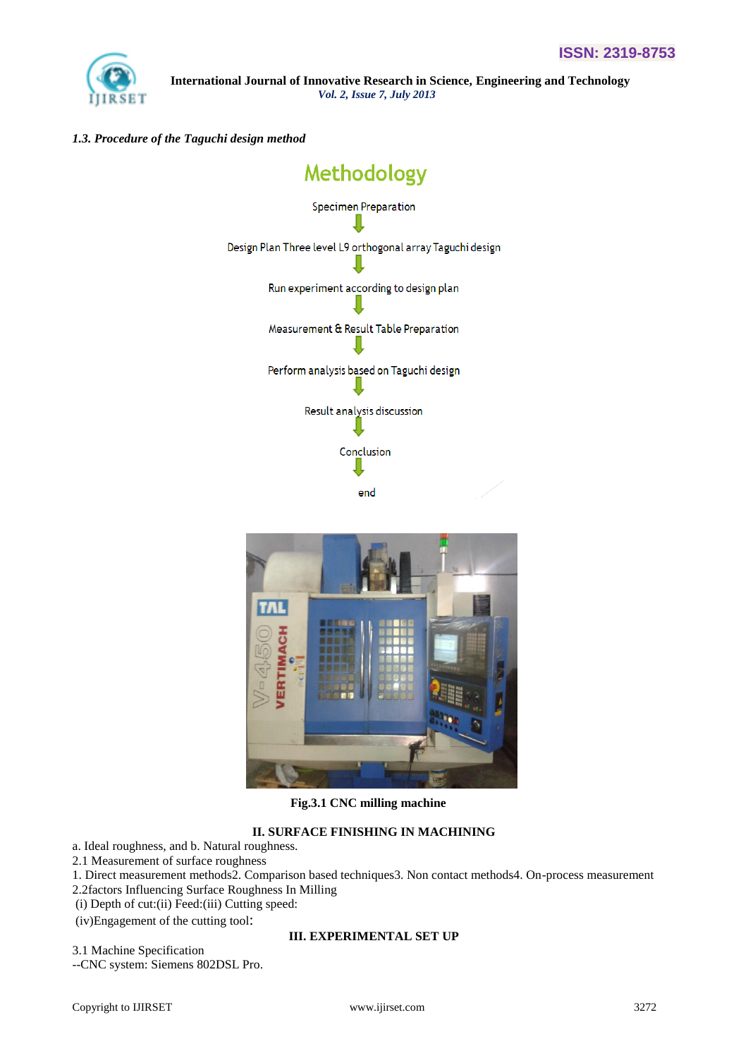*1.3. Procedure of the Taguchi design method*

**Methodology**

Specimen Preparation

↓

Design Plan Three level L9 orthogonal array Taguchi design

↓

Run experiment according to design plan

↓

Measurement & Result Table Preparation

↓

Perform analysis based on Taguchi design

↓

Result analysis discussion

↓

Conclusion

↓

end

**Fig.3.1 CNC milling machine**

## II. SURFACE FINISHING IN MACHINING

a. Ideal roughness, and b. Natural roughness.

2.1 Measurement of surface roughness

1. Direct measurement methods2. Comparison based techniques3. Non contact methods4. On-process measurement

2.2factors Influencing Surface Roughness In Milling

(i) Depth of cut:(ii) Feed:(iii) Cutting speed:

(iv)Engagement of the cutting tool:

## III. EXPERIMENTAL SET UP

3.1 Machine Specification

--CNC system: Siemens 802DSL Pro.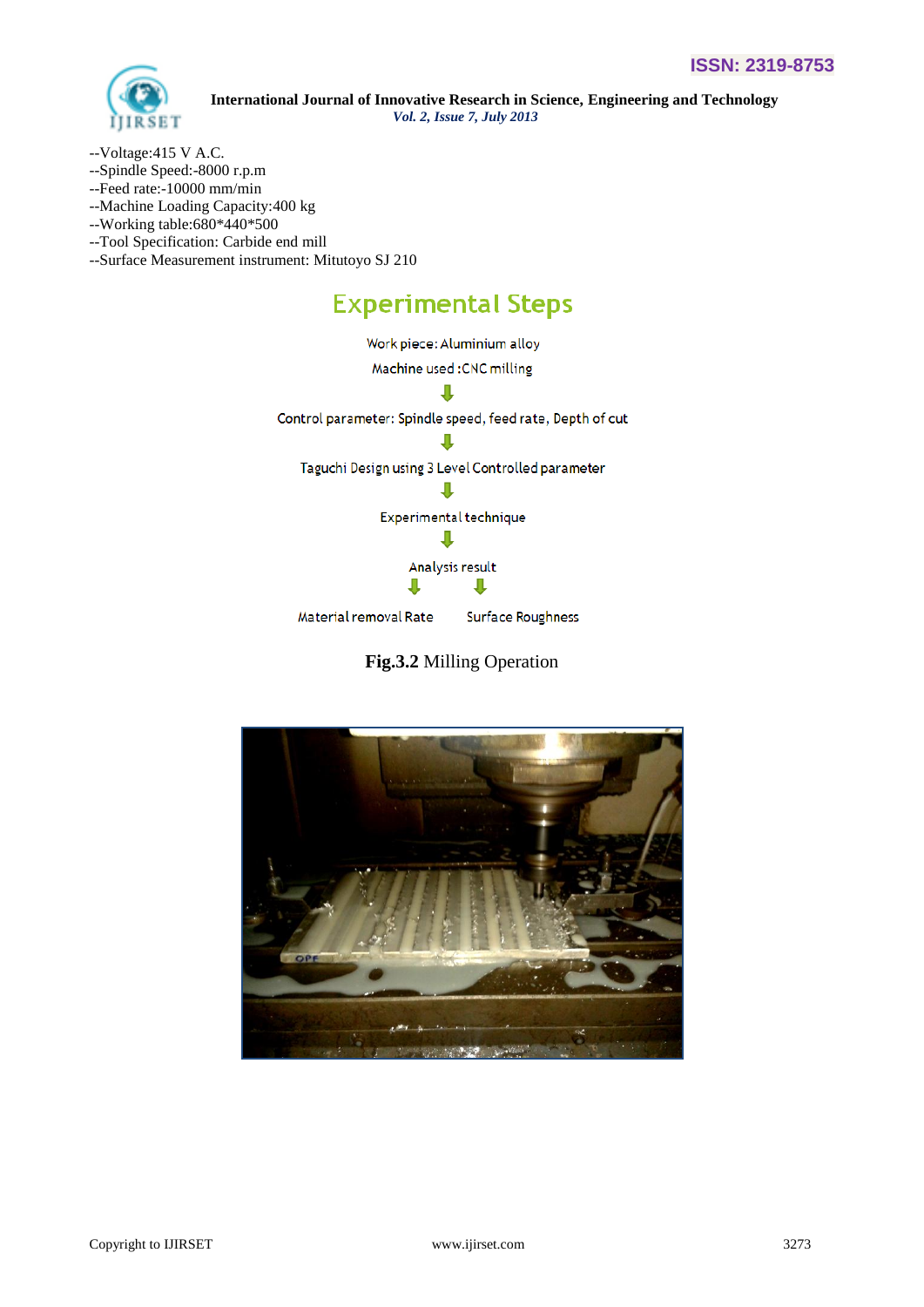--Voltage:415 V A.C.
--Spindle Speed:-8000 r.p.m
--Feed rate:-10000 mm/min
--Machine Loading Capacity:400 kg
--Working table:680*440*500
--Tool Specification: Carbide end mill
--Surface Measurement instrument: Mitutoyo SJ 210

## Experimental Steps

Work piece: Aluminium alloy
Machine used :CNC milling

⇓

Control parameter: Spindle speed, feed rate, Depth of cut

⇓

Taguchi Design using 3 Level Controlled parameter

⇓

Experimental technique

⇓

Analysis result

⇓ ⇓

Material removal Rate Surface Roughness

**Fig.3.2** Milling Operation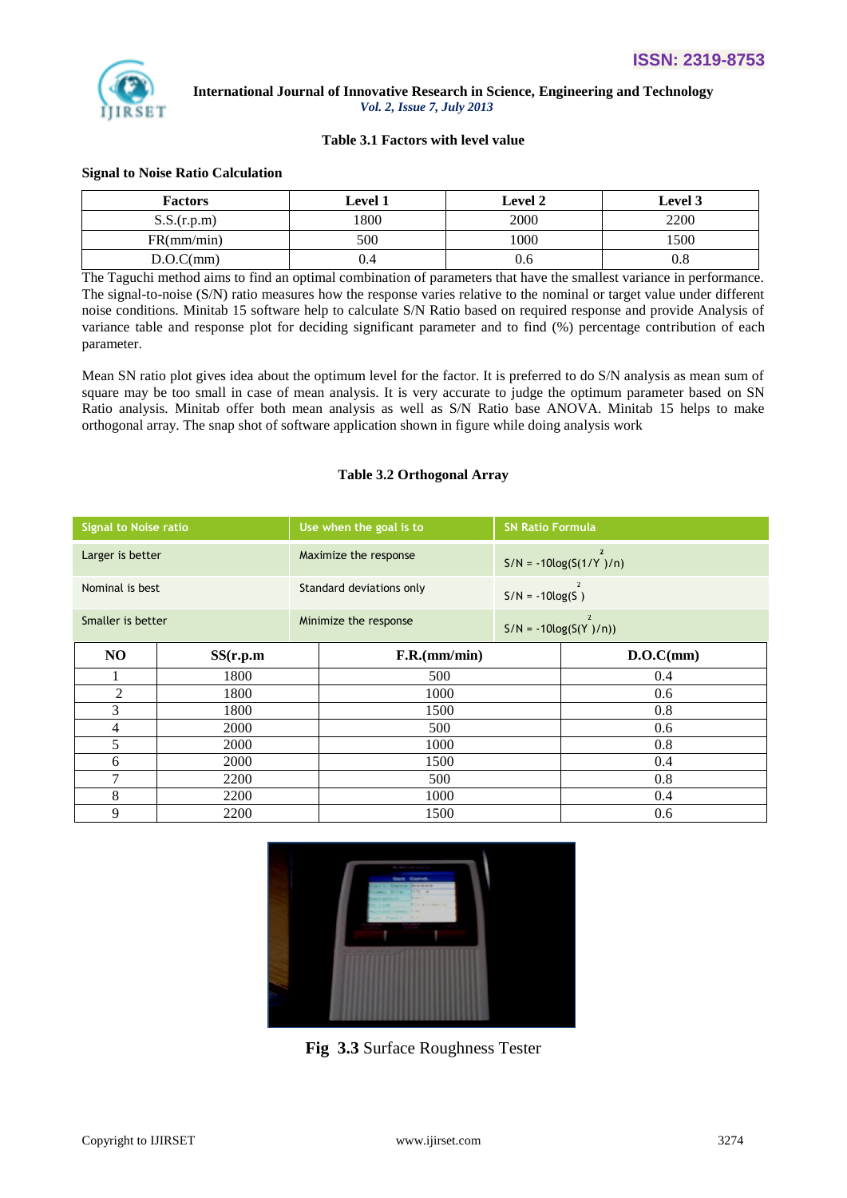**Table 3.1 Factors with level value**

**Signal to Noise Ratio Calculation**

| Factors | Level 1 | Level 2 | Level 3 |
|---|---|---|---|
| S.S.(r.p.m) | 1800 | 2000 | 2200 |
| FR(mm/min) | 500 | 1000 | 1500 |
| D.O.C(mm) | 0.4 | 0.6 | 0.8 |

The Taguchi method aims to find an optimal combination of parameters that have the smallest variance in performance. The signal-to-noise (S/N) ratio measures how the response varies relative to the nominal or target value under different noise conditions. Minitab 15 software help to calculate S/N Ratio based on required response and provide Analysis of variance table and response plot for deciding significant parameter and to find (%) percentage contribution of each parameter.

Mean SN ratio plot gives idea about the optimum level for the factor. It is preferred to do S/N analysis as mean sum of square may be too small in case of mean analysis. It is very accurate to judge the optimum parameter based on SN Ratio analysis. Minitab offer both mean analysis as well as S/N Ratio base ANOVA. Minitab 15 helps to make orthogonal array. The snap shot of software application shown in figure while doing analysis work

**Table 3.2 Orthogonal Array**

| Signal to Noise ratio | Use when the goal is to | SN Ratio Formula |
|---|---|---|
| Larger is better | Maximize the response | $S/N = -10\log(S(1/Y^2)/n)$ |
| Nominal is best | Standard deviations only | $S/N = -10\log(S^2)$ |
| Smaller is better | Minimize the response | $S/N = -10\log(S(Y^2)/n))$ |

| NO | SS(r.p.m | F.R.(mm/min) | D.O.C(mm) |
|---|---|---|---|
| 1 | 1800 | 500 | 0.4 |
| 2 | 1800 | 1000 | 0.6 |
| 3 | 1800 | 1500 | 0.8 |
| 4 | 2000 | 500 | 0.6 |
| 5 | 2000 | 1000 | 0.8 |
| 6 | 2000 | 1500 | 0.4 |
| 7 | 2200 | 500 | 0.8 |
| 8 | 2200 | 1000 | 0.4 |
| 9 | 2200 | 1500 | 0.6 |

**Fig 3.3** Surface Roughness Tester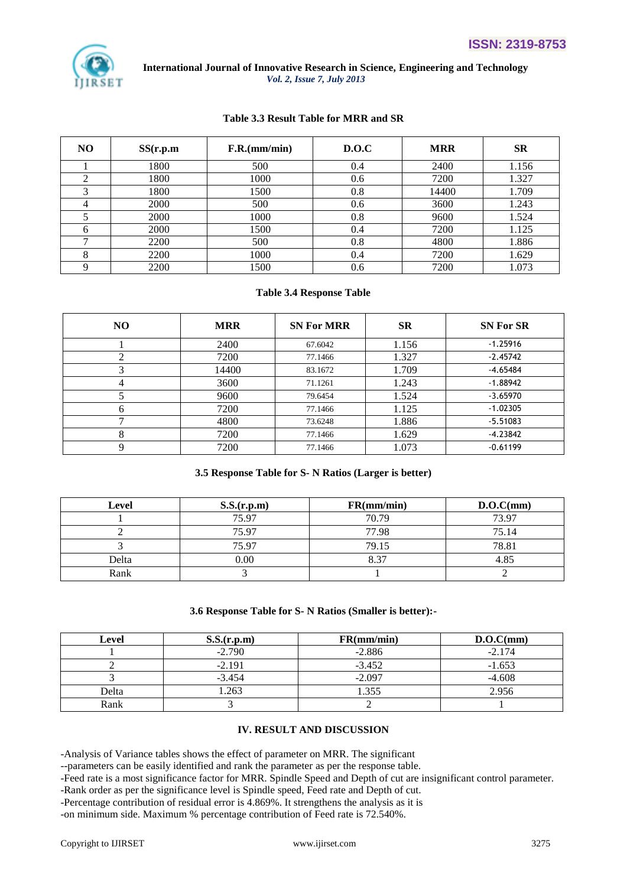**Table 3.3 Result Table for MRR and SR**

| NO | SS(r.p.m | F.R.(mm/min) | D.O.C | MRR | SR |
|---|---|---|---|---|---|
| 1 | 1800 | 500 | 0.4 | 2400 | 1.156 |
| 2 | 1800 | 1000 | 0.6 | 7200 | 1.327 |
| 3 | 1800 | 1500 | 0.8 | 14400 | 1.709 |
| 4 | 2000 | 500 | 0.6 | 3600 | 1.243 |
| 5 | 2000 | 1000 | 0.8 | 9600 | 1.524 |
| 6 | 2000 | 1500 | 0.4 | 7200 | 1.125 |
| 7 | 2200 | 500 | 0.8 | 4800 | 1.886 |
| 8 | 2200 | 1000 | 0.4 | 7200 | 1.629 |
| 9 | 2200 | 1500 | 0.6 | 7200 | 1.073 |

**Table 3.4 Response Table**

| NO | MRR | SN For MRR | SR | SN For SR |
|---|---|---|---|---|
| 1 | 2400 | 67.6042 | 1.156 | -1.25916 |
| 2 | 7200 | 77.1466 | 1.327 | -2.45742 |
| 3 | 14400 | 83.1672 | 1.709 | -4.65484 |
| 4 | 3600 | 71.1261 | 1.243 | -1.88942 |
| 5 | 9600 | 79.6454 | 1.524 | -3.65970 |
| 6 | 7200 | 77.1466 | 1.125 | -1.02305 |
| 7 | 4800 | 73.6248 | 1.886 | -5.51083 |
| 8 | 7200 | 77.1466 | 1.629 | -4.23842 |
| 9 | 7200 | 77.1466 | 1.073 | -0.61199 |

**3.5 Response Table for S- N Ratios (Larger is better)**

| Level | S.S.(r.p.m) | FR(mm/min) | D.O.C(mm) |
|---|---|---|---|
| 1 | 75.97 | 70.79 | 73.97 |
| 2 | 75.97 | 77.98 | 75.14 |
| 3 | 75.97 | 79.15 | 78.81 |
| Delta | 0.00 | 8.37 | 4.85 |
| Rank | 3 | 1 | 2 |

**3.6 Response Table for S- N Ratios (Smaller is better):-**

| Level | S.S.(r.p.m) | FR(mm/min) | D.O.C(mm) |
|---|---|---|---|
| 1 | -2.790 | -2.886 | -2.174 |
| 2 | -2.191 | -3.452 | -1.653 |
| 3 | -3.454 | -2.097 | -4.608 |
| Delta | 1.263 | 1.355 | 2.956 |
| Rank | 3 | 2 | 1 |

## IV. RESULT AND DISCUSSION

-Analysis of Variance tables shows the effect of parameter on MRR. The significant
--parameters can be easily identified and rank the parameter as per the response table.
-Feed rate is a most significance factor for MRR. Spindle Speed and Depth of cut are insignificant control parameter.
-Rank order as per the significance level is Spindle speed, Feed rate and Depth of cut.
-Percentage contribution of residual error is 4.869%. It strengthens the analysis as it is
-on minimum side. Maximum % percentage contribution of Feed rate is 72.540%.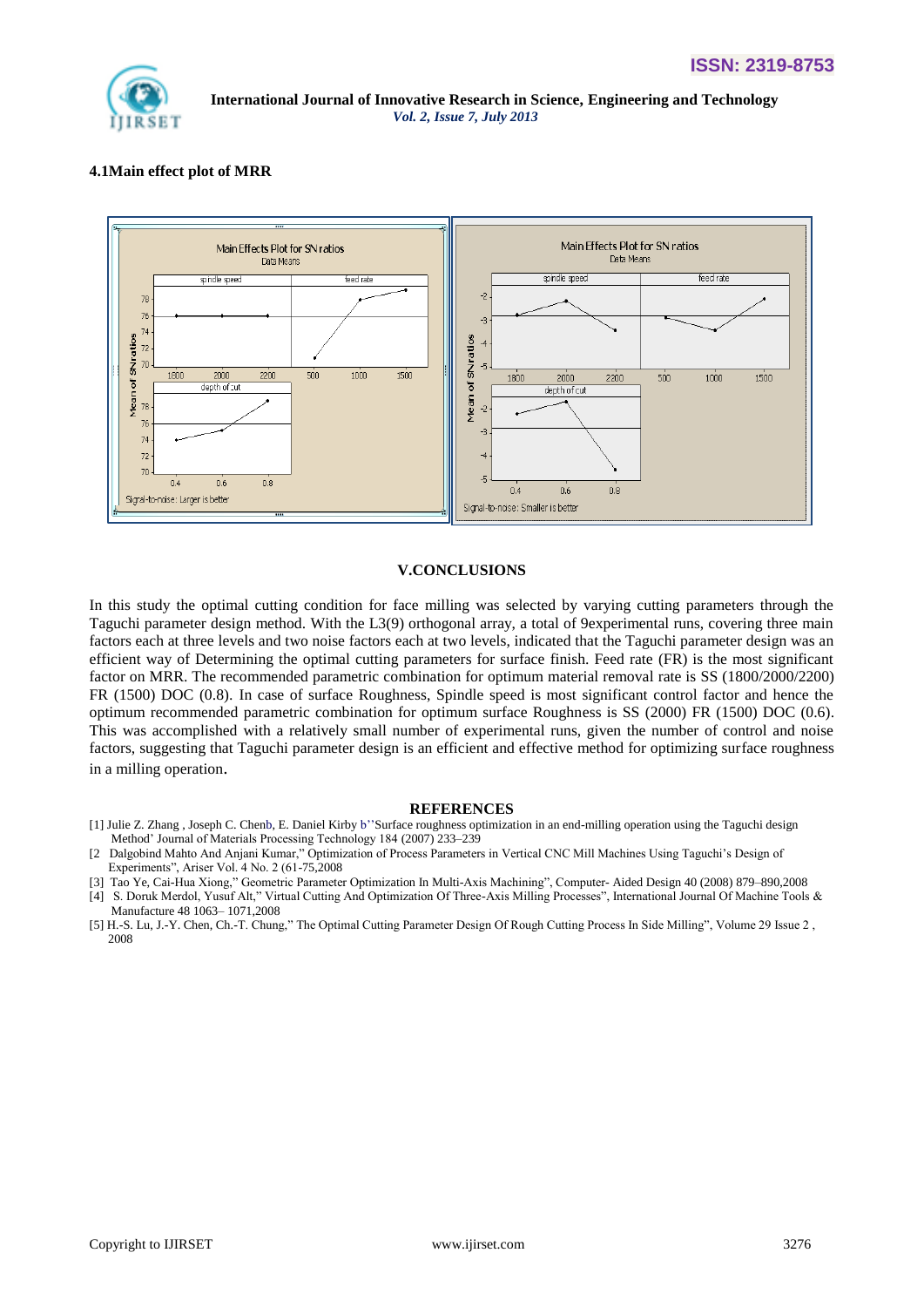### 4.1Main effect plot of MRR

Main Effects Plot for SN ratios
Data Means
spindle speed
feed rate
depth of cut
Mean of SN ratios
78
76
74
72
70
1800 2000 2200
500 1000 1500
0.4 0.6 0.8
Signal-to-noise: Larger is better

Main Effects Plot for SN ratios
Data Means
spindle speed
feed rate
depth of cut
Mean of SN ratios
-2
-3
-4
-5
1800 2000 2200
500 1000 1500
0.4 0.6 0.8
Signal-to-noise: Smaller is better

## V.CONCLUSIONS

In this study the optimal cutting condition for face milling was selected by varying cutting parameters through the Taguchi parameter design method. With the L3(9) orthogonal array, a total of 9experimental runs, covering three main factors each at three levels and two noise factors each at two levels, indicated that the Taguchi parameter design was an efficient way of Determining the optimal cutting parameters for surface finish. Feed rate (FR) is the most significant factor on MRR. The recommended parametric combination for optimum material removal rate is SS (1800/2000/2200) FR (1500) DOC (0.8). In case of surface Roughness, Spindle speed is most significant control factor and hence the optimum recommended parametric combination for optimum surface Roughness is SS (2000) FR (1500) DOC (0.6). This was accomplished with a relatively small number of experimental runs, given the number of control and noise factors, suggesting that Taguchi parameter design is an efficient and effective method for optimizing surface roughness in a milling operation.

## REFERENCES

[1] Julie Z. Zhang , Joseph C. Chenb, E. Daniel Kirby b''Surface roughness optimization in an end-milling operation using the Taguchi design Method' Journal of Materials Processing Technology 184 (2007) 233–239

[2 Dalgobind Mahto And Anjani Kumar," Optimization of Process Parameters in Vertical CNC Mill Machines Using Taguchi's Design of Experiments", Ariser Vol. 4 No. 2 (61-75,2008

[3] Tao Ye, Cai-Hua Xiong," Geometric Parameter Optimization In Multi-Axis Machining", Computer- Aided Design 40 (2008) 879–890,2008

[4] S. Doruk Merdol, Yusuf Alt," Virtual Cutting And Optimization Of Three-Axis Milling Processes", International Journal Of Machine Tools & Manufacture 48 1063– 1071,2008

[5] H.-S. Lu, J.-Y. Chen, Ch.-T. Chung," The Optimal Cutting Parameter Design Of Rough Cutting Process In Side Milling", Volume 29 Issue 2 , 2008